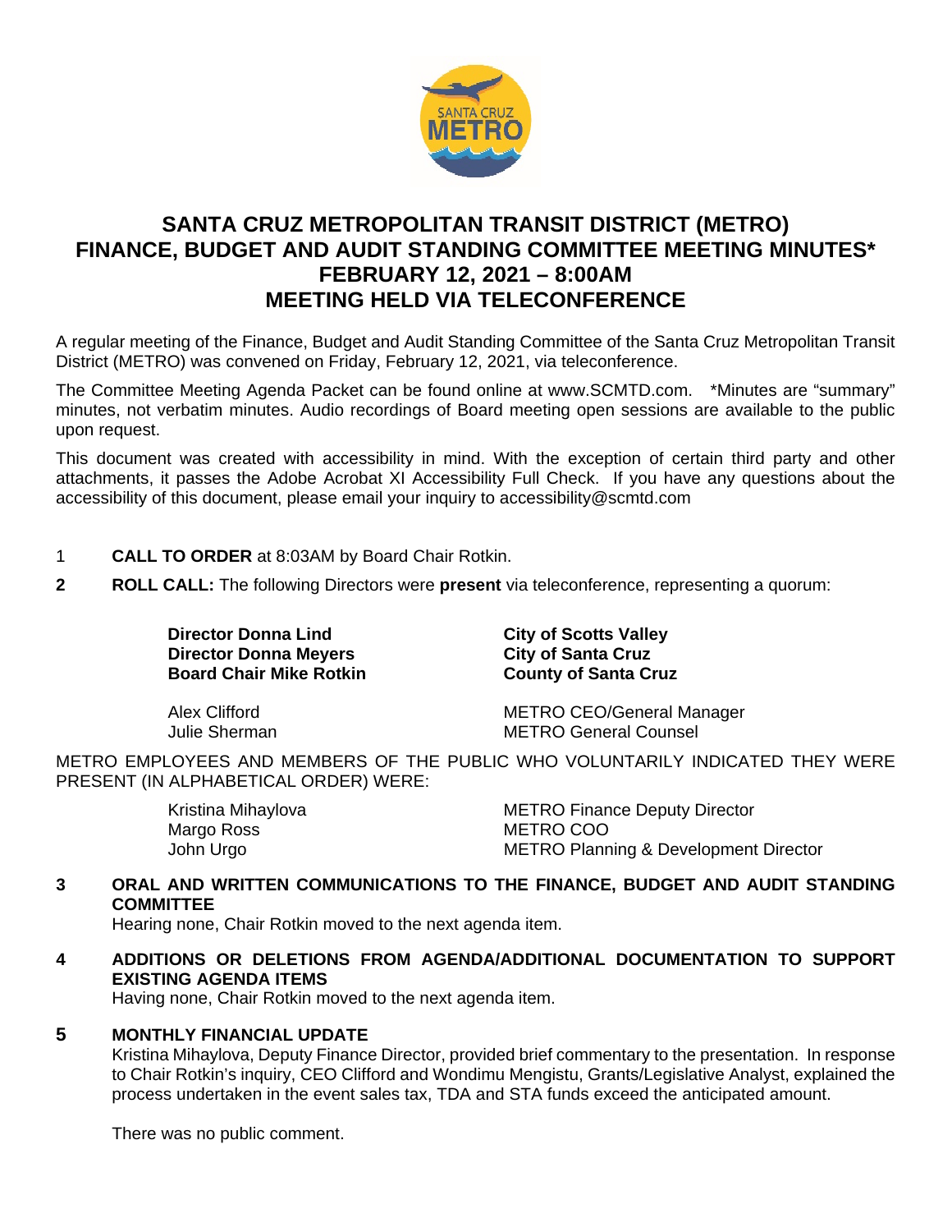# SANTA CRUZ METROPOLITAN TRANSIT DISTRICT (METRO)
# FINANCE, BUDGET AND AUDIT STANDING COMMITTEE MEETING MINUTES*
# FEBRUARY 12, 2021 – 8:00AM
# MEETING HELD VIA TELECONFERENCE

A regular meeting of the Finance, Budget and Audit Standing Committee of the Santa Cruz Metropolitan Transit District (METRO) was convened on Friday, February 12, 2021, via teleconference.

The Committee Meeting Agenda Packet can be found online at www.SCMTD.com. *Minutes are "summary" minutes, not verbatim minutes. Audio recordings of Board meeting open sessions are available to the public upon request.

This document was created with accessibility in mind. With the exception of certain third party and other attachments, it passes the Adobe Acrobat XI Accessibility Full Check. If you have any questions about the accessibility of this document, please email your inquiry to accessibility@scmtd.com

1 **CALL TO ORDER** at 8:03AM by Board Chair Rotkin.

**2 ROLL CALL:** The following Directors were **present** via teleconference, representing a quorum:

| | |
|---|---|
| **Director Donna Lind** | **City of Scotts Valley** |
| **Director Donna Meyers** | **City of Santa Cruz** |
| **Board Chair Mike Rotkin** | **County of Santa Cruz** |
| Alex Clifford | METRO CEO/General Manager |
| Julie Sherman | METRO General Counsel |

METRO EMPLOYEES AND MEMBERS OF THE PUBLIC WHO VOLUNTARILY INDICATED THEY WERE PRESENT (IN ALPHABETICAL ORDER) WERE:

| | |
|---|---|
| Kristina Mihaylova | METRO Finance Deputy Director |
| Margo Ross | METRO COO |
| John Urgo | METRO Planning & Development Director |

**3 ORAL AND WRITTEN COMMUNICATIONS TO THE FINANCE, BUDGET AND AUDIT STANDING COMMITTEE**

Hearing none, Chair Rotkin moved to the next agenda item.

**4 ADDITIONS OR DELETIONS FROM AGENDA/ADDITIONAL DOCUMENTATION TO SUPPORT EXISTING AGENDA ITEMS**

Having none, Chair Rotkin moved to the next agenda item.

**5 MONTHLY FINANCIAL UPDATE**

Kristina Mihaylova, Deputy Finance Director, provided brief commentary to the presentation. In response to Chair Rotkin's inquiry, CEO Clifford and Wondimu Mengistu, Grants/Legislative Analyst, explained the process undertaken in the event sales tax, TDA and STA funds exceed the anticipated amount.

There was no public comment.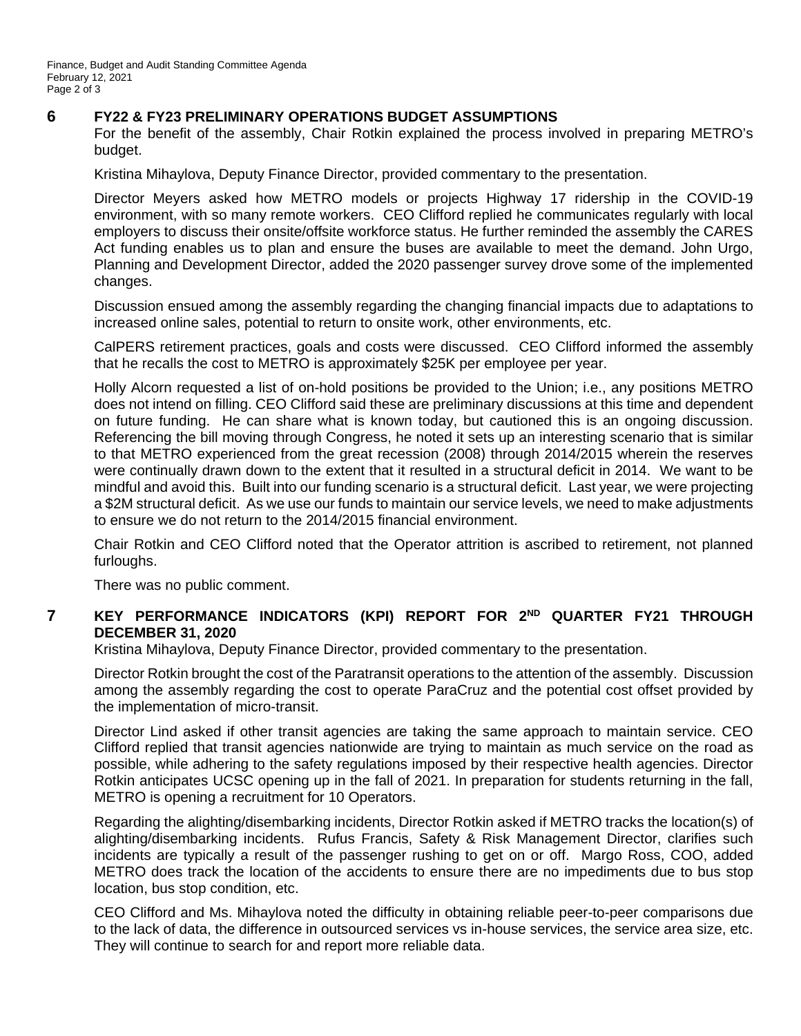## 6 FY22 & FY23 PRELIMINARY OPERATIONS BUDGET ASSUMPTIONS

For the benefit of the assembly, Chair Rotkin explained the process involved in preparing METRO's budget.

Kristina Mihaylova, Deputy Finance Director, provided commentary to the presentation.

Director Meyers asked how METRO models or projects Highway 17 ridership in the COVID-19 environment, with so many remote workers. CEO Clifford replied he communicates regularly with local employers to discuss their onsite/offsite workforce status. He further reminded the assembly the CARES Act funding enables us to plan and ensure the buses are available to meet the demand. John Urgo, Planning and Development Director, added the 2020 passenger survey drove some of the implemented changes.

Discussion ensued among the assembly regarding the changing financial impacts due to adaptations to increased online sales, potential to return to onsite work, other environments, etc.

CalPERS retirement practices, goals and costs were discussed. CEO Clifford informed the assembly that he recalls the cost to METRO is approximately $25K per employee per year.

Holly Alcorn requested a list of on-hold positions be provided to the Union; i.e., any positions METRO does not intend on filling. CEO Clifford said these are preliminary discussions at this time and dependent on future funding. He can share what is known today, but cautioned this is an ongoing discussion. Referencing the bill moving through Congress, he noted it sets up an interesting scenario that is similar to that METRO experienced from the great recession (2008) through 2014/2015 wherein the reserves were continually drawn down to the extent that it resulted in a structural deficit in 2014. We want to be mindful and avoid this. Built into our funding scenario is a structural deficit. Last year, we were projecting a $2M structural deficit. As we use our funds to maintain our service levels, we need to make adjustments to ensure we do not return to the 2014/2015 financial environment.

Chair Rotkin and CEO Clifford noted that the Operator attrition is ascribed to retirement, not planned furloughs.

There was no public comment.

## 7 KEY PERFORMANCE INDICATORS (KPI) REPORT FOR 2ND QUARTER FY21 THROUGH DECEMBER 31, 2020

Kristina Mihaylova, Deputy Finance Director, provided commentary to the presentation.

Director Rotkin brought the cost of the Paratransit operations to the attention of the assembly. Discussion among the assembly regarding the cost to operate ParaCruz and the potential cost offset provided by the implementation of micro-transit.

Director Lind asked if other transit agencies are taking the same approach to maintain service. CEO Clifford replied that transit agencies nationwide are trying to maintain as much service on the road as possible, while adhering to the safety regulations imposed by their respective health agencies. Director Rotkin anticipates UCSC opening up in the fall of 2021. In preparation for students returning in the fall, METRO is opening a recruitment for 10 Operators.

Regarding the alighting/disembarking incidents, Director Rotkin asked if METRO tracks the location(s) of alighting/disembarking incidents. Rufus Francis, Safety & Risk Management Director, clarifies such incidents are typically a result of the passenger rushing to get on or off. Margo Ross, COO, added METRO does track the location of the accidents to ensure there are no impediments due to bus stop location, bus stop condition, etc.

CEO Clifford and Ms. Mihaylova noted the difficulty in obtaining reliable peer-to-peer comparisons due to the lack of data, the difference in outsourced services vs in-house services, the service area size, etc. They will continue to search for and report more reliable data.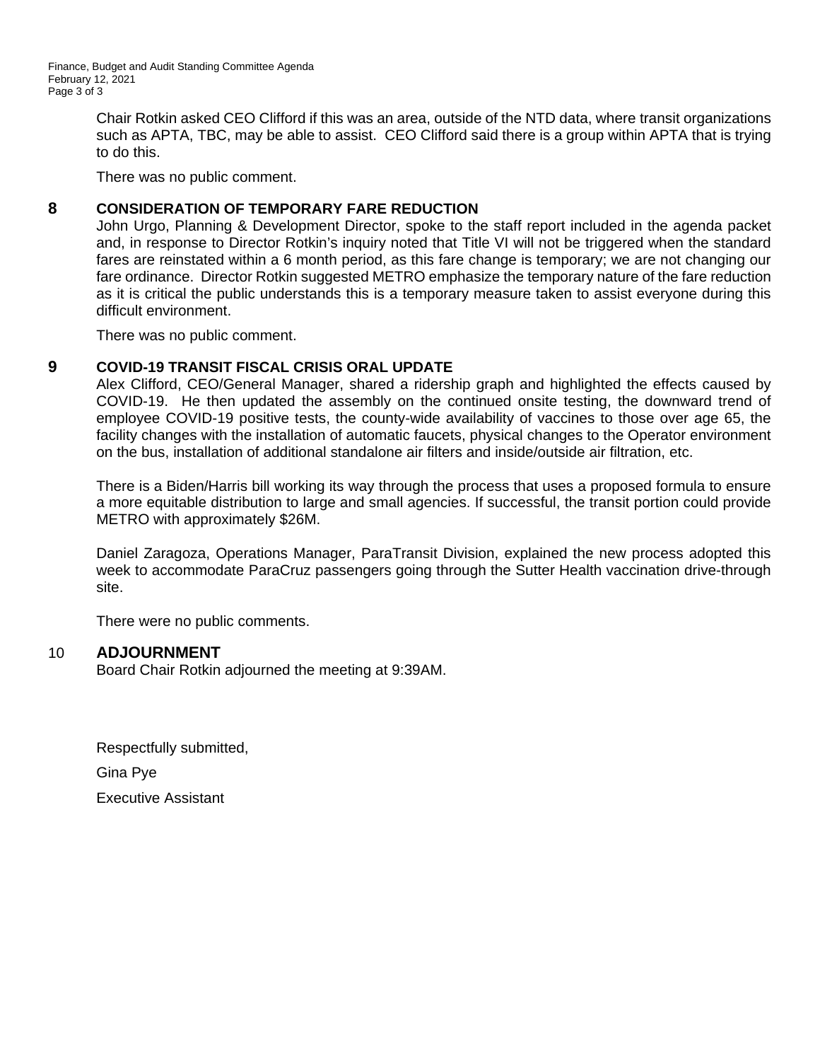Chair Rotkin asked CEO Clifford if this was an area, outside of the NTD data, where transit organizations such as APTA, TBC, may be able to assist. CEO Clifford said there is a group within APTA that is trying to do this.

There was no public comment.

## 8 CONSIDERATION OF TEMPORARY FARE REDUCTION

John Urgo, Planning & Development Director, spoke to the staff report included in the agenda packet and, in response to Director Rotkin's inquiry noted that Title VI will not be triggered when the standard fares are reinstated within a 6 month period, as this fare change is temporary; we are not changing our fare ordinance. Director Rotkin suggested METRO emphasize the temporary nature of the fare reduction as it is critical the public understands this is a temporary measure taken to assist everyone during this difficult environment.

There was no public comment.

## 9 COVID-19 TRANSIT FISCAL CRISIS ORAL UPDATE

Alex Clifford, CEO/General Manager, shared a ridership graph and highlighted the effects caused by COVID-19. He then updated the assembly on the continued onsite testing, the downward trend of employee COVID-19 positive tests, the county-wide availability of vaccines to those over age 65, the facility changes with the installation of automatic faucets, physical changes to the Operator environment on the bus, installation of additional standalone air filters and inside/outside air filtration, etc.

There is a Biden/Harris bill working its way through the process that uses a proposed formula to ensure a more equitable distribution to large and small agencies. If successful, the transit portion could provide METRO with approximately $26M.

Daniel Zaragoza, Operations Manager, ParaTransit Division, explained the new process adopted this week to accommodate ParaCruz passengers going through the Sutter Health vaccination drive-through site.

There were no public comments.

## 10 ADJOURNMENT

Board Chair Rotkin adjourned the meeting at 9:39AM.

Respectfully submitted,

Gina Pye

Executive Assistant